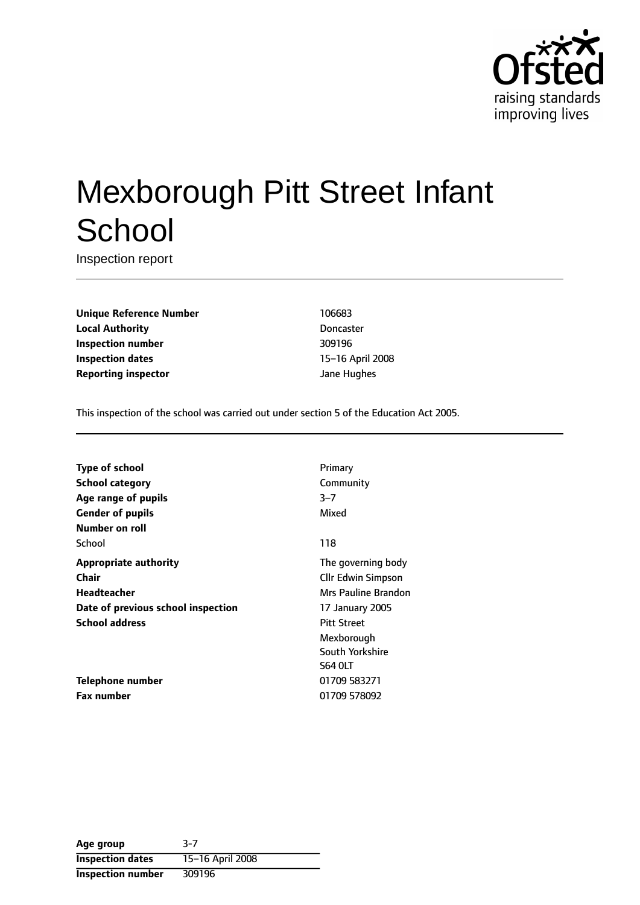# Mexborough Pitt Street Infant School

Inspection report

| | |
|---|---|
| **Unique Reference Number** | 106683 |
| **Local Authority** | Doncaster |
| **Inspection number** | 309196 |
| **Inspection dates** | 15–16 April 2008 |
| **Reporting inspector** | Jane Hughes |

This inspection of the school was carried out under section 5 of the Education Act 2005.

| | |
|---|---|
| **Type of school** | Primary |
| **School category** | Community |
| **Age range of pupils** | 3–7 |
| **Gender of pupils** | Mixed |
| **Number on roll** | |
| School | 118 |
| **Appropriate authority** | The governing body |
| **Chair** | Cllr Edwin Simpson |
| **Headteacher** | Mrs Pauline Brandon |
| **Date of previous school inspection** | 17 January 2005 |
| **School address** | Pitt Street<br>Mexborough<br>South Yorkshire<br>S64 0LT |
| **Telephone number** | 01709 583271 |
| **Fax number** | 01709 578092 |

| | |
|---|---|
| **Age group** | 3-7 |
| **Inspection dates** | 15–16 April 2008 |
| **Inspection number** | 309196 |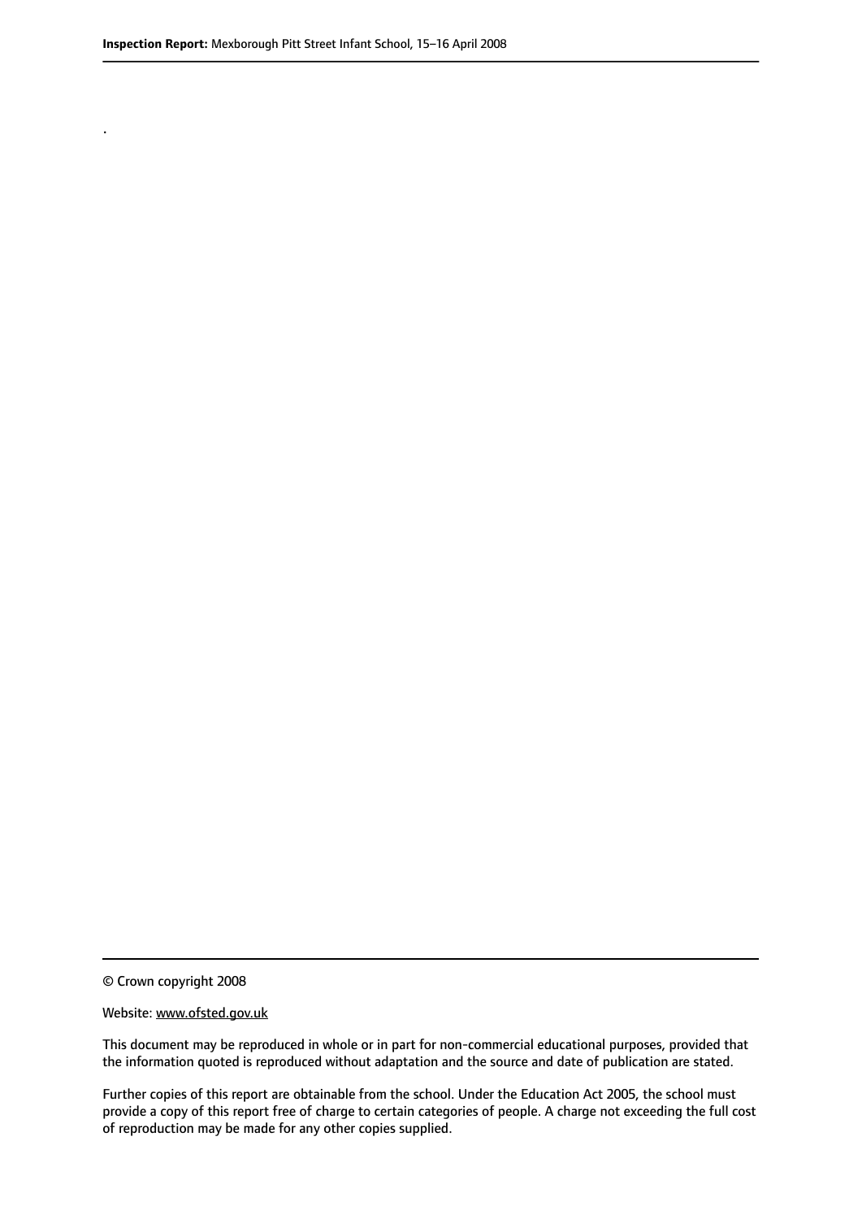.

© Crown copyright 2008

Website: www.ofsted.gov.uk

This document may be reproduced in whole or in part for non-commercial educational purposes, provided that the information quoted is reproduced without adaptation and the source and date of publication are stated.

Further copies of this report are obtainable from the school. Under the Education Act 2005, the school must provide a copy of this report free of charge to certain categories of people. A charge not exceeding the full cost of reproduction may be made for any other copies supplied.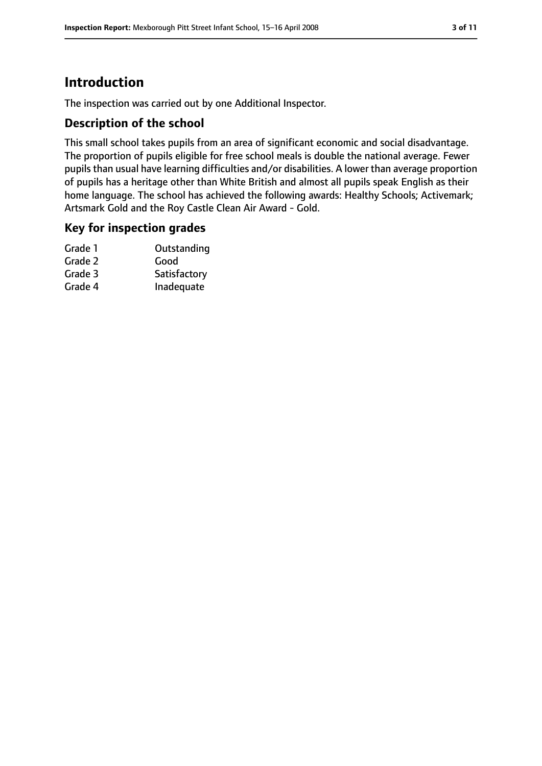# Introduction

The inspection was carried out by one Additional Inspector.

## Description of the school

This small school takes pupils from an area of significant economic and social disadvantage. The proportion of pupils eligible for free school meals is double the national average. Fewer pupils than usual have learning difficulties and/or disabilities. A lower than average proportion of pupils has a heritage other than White British and almost all pupils speak English as their home language. The school has achieved the following awards: Healthy Schools; Activemark; Artsmark Gold and the Roy Castle Clean Air Award - Gold.

## Key for inspection grades

| | |
|---|---|
| Grade 1 | Outstanding |
| Grade 2 | Good |
| Grade 3 | Satisfactory |
| Grade 4 | Inadequate |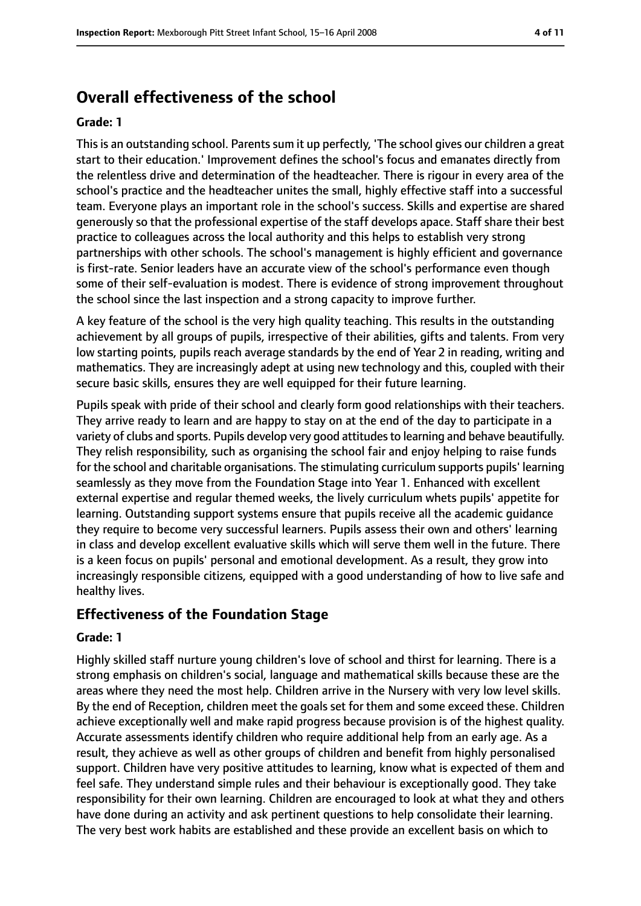## Overall effectiveness of the school

### Grade: 1

This is an outstanding school. Parents sum it up perfectly, 'The school gives our children a great start to their education.' Improvement defines the school's focus and emanates directly from the relentless drive and determination of the headteacher. There is rigour in every area of the school's practice and the headteacher unites the small, highly effective staff into a successful team. Everyone plays an important role in the school's success. Skills and expertise are shared generously so that the professional expertise of the staff develops apace. Staff share their best practice to colleagues across the local authority and this helps to establish very strong partnerships with other schools. The school's management is highly efficient and governance is first-rate. Senior leaders have an accurate view of the school's performance even though some of their self-evaluation is modest. There is evidence of strong improvement throughout the school since the last inspection and a strong capacity to improve further.

A key feature of the school is the very high quality teaching. This results in the outstanding achievement by all groups of pupils, irrespective of their abilities, gifts and talents. From very low starting points, pupils reach average standards by the end of Year 2 in reading, writing and mathematics. They are increasingly adept at using new technology and this, coupled with their secure basic skills, ensures they are well equipped for their future learning.

Pupils speak with pride of their school and clearly form good relationships with their teachers. They arrive ready to learn and are happy to stay on at the end of the day to participate in a variety of clubs and sports. Pupils develop very good attitudes to learning and behave beautifully. They relish responsibility, such as organising the school fair and enjoy helping to raise funds for the school and charitable organisations. The stimulating curriculum supports pupils' learning seamlessly as they move from the Foundation Stage into Year 1. Enhanced with excellent external expertise and regular themed weeks, the lively curriculum whets pupils' appetite for learning. Outstanding support systems ensure that pupils receive all the academic guidance they require to become very successful learners. Pupils assess their own and others' learning in class and develop excellent evaluative skills which will serve them well in the future. There is a keen focus on pupils' personal and emotional development. As a result, they grow into increasingly responsible citizens, equipped with a good understanding of how to live safe and healthy lives.

## Effectiveness of the Foundation Stage

### Grade: 1

Highly skilled staff nurture young children's love of school and thirst for learning. There is a strong emphasis on children's social, language and mathematical skills because these are the areas where they need the most help. Children arrive in the Nursery with very low level skills. By the end of Reception, children meet the goals set for them and some exceed these. Children achieve exceptionally well and make rapid progress because provision is of the highest quality. Accurate assessments identify children who require additional help from an early age. As a result, they achieve as well as other groups of children and benefit from highly personalised support. Children have very positive attitudes to learning, know what is expected of them and feel safe. They understand simple rules and their behaviour is exceptionally good. They take responsibility for their own learning. Children are encouraged to look at what they and others have done during an activity and ask pertinent questions to help consolidate their learning. The very best work habits are established and these provide an excellent basis on which to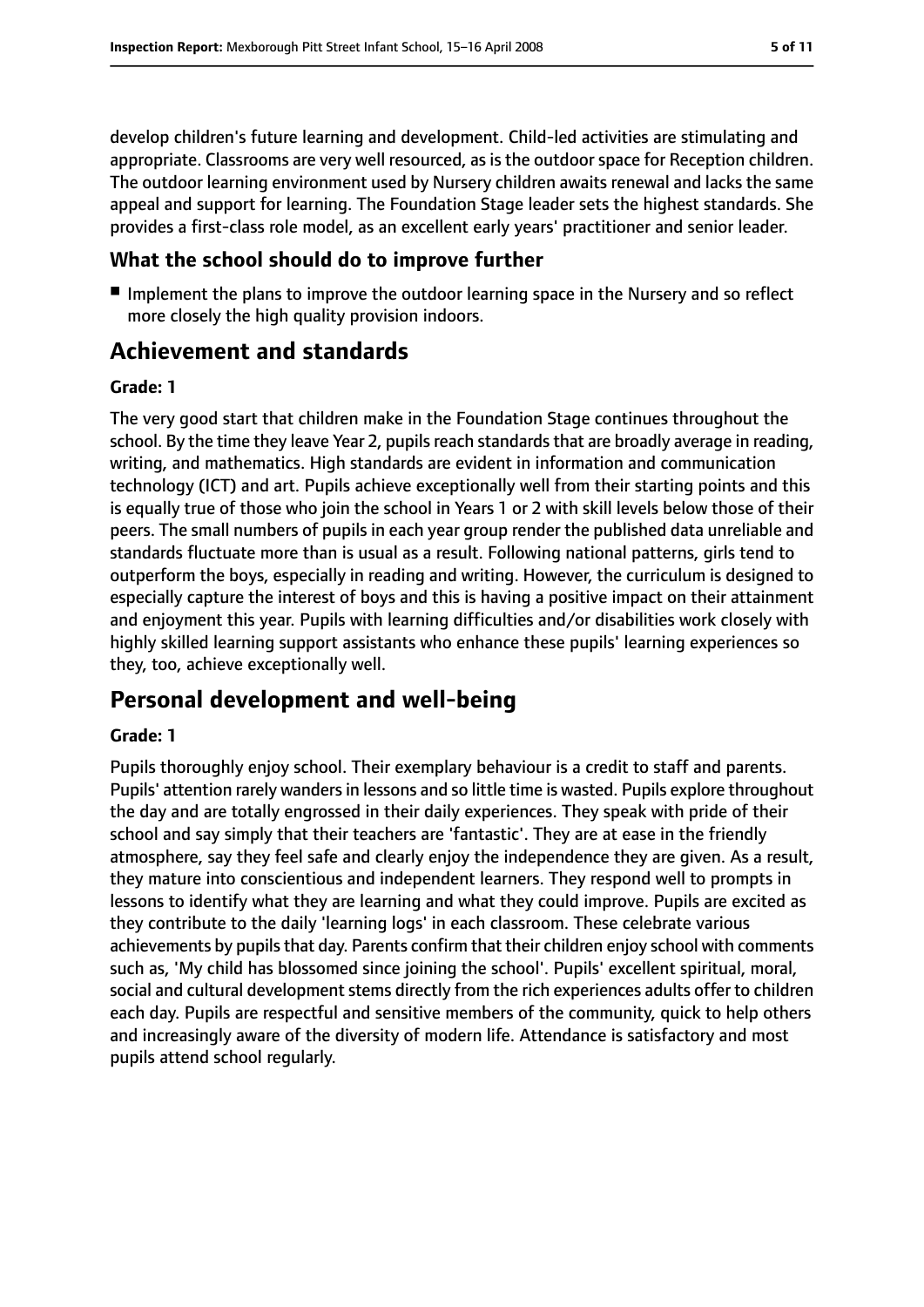develop children's future learning and development. Child-led activities are stimulating and appropriate. Classrooms are very well resourced, as is the outdoor space for Reception children. The outdoor learning environment used by Nursery children awaits renewal and lacks the same appeal and support for learning. The Foundation Stage leader sets the highest standards. She provides a first-class role model, as an excellent early years' practitioner and senior leader.

### What the school should do to improve further

- Implement the plans to improve the outdoor learning space in the Nursery and so reflect more closely the high quality provision indoors.

## Achievement and standards

#### Grade: 1

The very good start that children make in the Foundation Stage continues throughout the school. By the time they leave Year 2, pupils reach standards that are broadly average in reading, writing, and mathematics. High standards are evident in information and communication technology (ICT) and art. Pupils achieve exceptionally well from their starting points and this is equally true of those who join the school in Years 1 or 2 with skill levels below those of their peers. The small numbers of pupils in each year group render the published data unreliable and standards fluctuate more than is usual as a result. Following national patterns, girls tend to outperform the boys, especially in reading and writing. However, the curriculum is designed to especially capture the interest of boys and this is having a positive impact on their attainment and enjoyment this year. Pupils with learning difficulties and/or disabilities work closely with highly skilled learning support assistants who enhance these pupils' learning experiences so they, too, achieve exceptionally well.

## Personal development and well-being

#### Grade: 1

Pupils thoroughly enjoy school. Their exemplary behaviour is a credit to staff and parents. Pupils' attention rarely wanders in lessons and so little time is wasted. Pupils explore throughout the day and are totally engrossed in their daily experiences. They speak with pride of their school and say simply that their teachers are 'fantastic'. They are at ease in the friendly atmosphere, say they feel safe and clearly enjoy the independence they are given. As a result, they mature into conscientious and independent learners. They respond well to prompts in lessons to identify what they are learning and what they could improve. Pupils are excited as they contribute to the daily 'learning logs' in each classroom. These celebrate various achievements by pupils that day. Parents confirm that their children enjoy school with comments such as, 'My child has blossomed since joining the school'. Pupils' excellent spiritual, moral, social and cultural development stems directly from the rich experiences adults offer to children each day. Pupils are respectful and sensitive members of the community, quick to help others and increasingly aware of the diversity of modern life. Attendance is satisfactory and most pupils attend school regularly.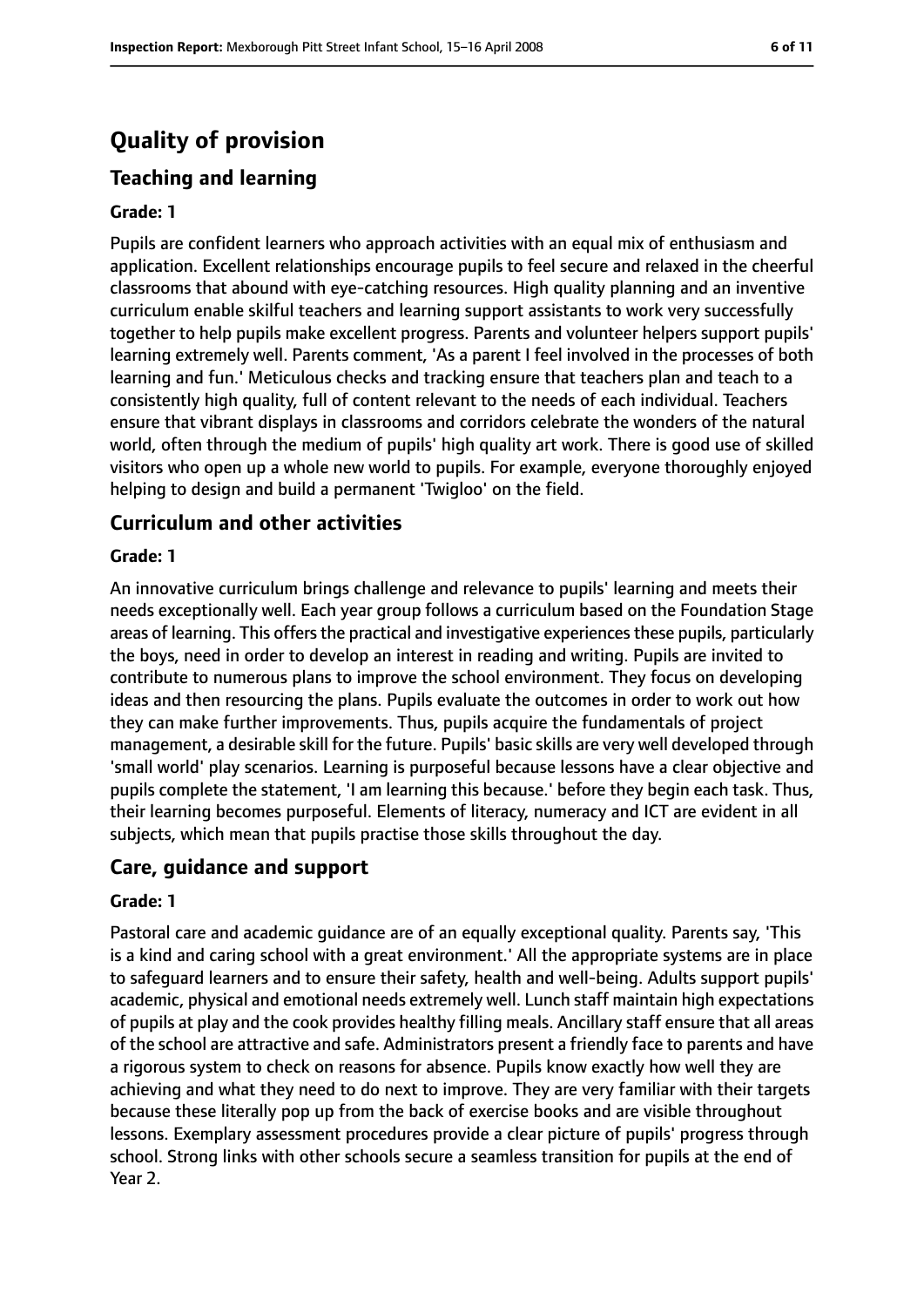# Quality of provision

## Teaching and learning

### Grade: 1

Pupils are confident learners who approach activities with an equal mix of enthusiasm and application. Excellent relationships encourage pupils to feel secure and relaxed in the cheerful classrooms that abound with eye-catching resources. High quality planning and an inventive curriculum enable skilful teachers and learning support assistants to work very successfully together to help pupils make excellent progress. Parents and volunteer helpers support pupils' learning extremely well. Parents comment, 'As a parent I feel involved in the processes of both learning and fun.' Meticulous checks and tracking ensure that teachers plan and teach to a consistently high quality, full of content relevant to the needs of each individual. Teachers ensure that vibrant displays in classrooms and corridors celebrate the wonders of the natural world, often through the medium of pupils' high quality art work. There is good use of skilled visitors who open up a whole new world to pupils. For example, everyone thoroughly enjoyed helping to design and build a permanent 'Twigloo' on the field.

## Curriculum and other activities

### Grade: 1

An innovative curriculum brings challenge and relevance to pupils' learning and meets their needs exceptionally well. Each year group follows a curriculum based on the Foundation Stage areas of learning. This offers the practical and investigative experiences these pupils, particularly the boys, need in order to develop an interest in reading and writing. Pupils are invited to contribute to numerous plans to improve the school environment. They focus on developing ideas and then resourcing the plans. Pupils evaluate the outcomes in order to work out how they can make further improvements. Thus, pupils acquire the fundamentals of project management, a desirable skill for the future. Pupils' basic skills are very well developed through 'small world' play scenarios. Learning is purposeful because lessons have a clear objective and pupils complete the statement, 'I am learning this because.' before they begin each task. Thus, their learning becomes purposeful. Elements of literacy, numeracy and ICT are evident in all subjects, which mean that pupils practise those skills throughout the day.

## Care, guidance and support

### Grade: 1

Pastoral care and academic guidance are of an equally exceptional quality. Parents say, 'This is a kind and caring school with a great environment.' All the appropriate systems are in place to safeguard learners and to ensure their safety, health and well-being. Adults support pupils' academic, physical and emotional needs extremely well. Lunch staff maintain high expectations of pupils at play and the cook provides healthy filling meals. Ancillary staff ensure that all areas of the school are attractive and safe. Administrators present a friendly face to parents and have a rigorous system to check on reasons for absence. Pupils know exactly how well they are achieving and what they need to do next to improve. They are very familiar with their targets because these literally pop up from the back of exercise books and are visible throughout lessons. Exemplary assessment procedures provide a clear picture of pupils' progress through school. Strong links with other schools secure a seamless transition for pupils at the end of Year 2.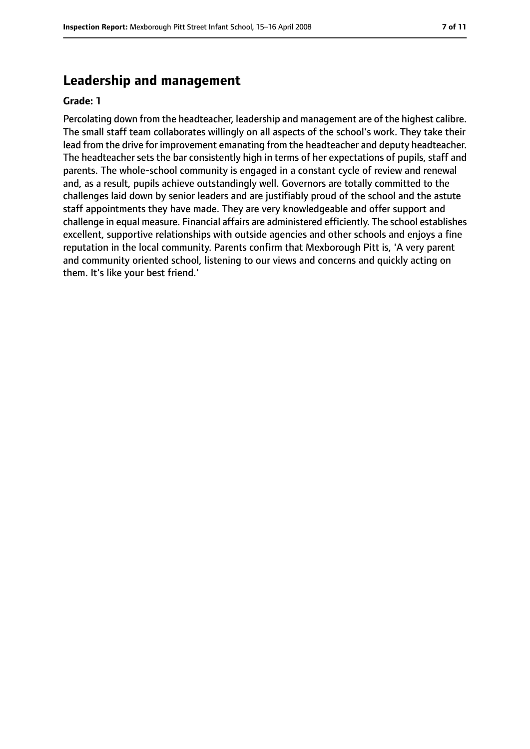## Leadership and management

**Grade: 1**

Percolating down from the headteacher, leadership and management are of the highest calibre. The small staff team collaborates willingly on all aspects of the school's work. They take their lead from the drive for improvement emanating from the headteacher and deputy headteacher. The headteacher sets the bar consistently high in terms of her expectations of pupils, staff and parents. The whole-school community is engaged in a constant cycle of review and renewal and, as a result, pupils achieve outstandingly well. Governors are totally committed to the challenges laid down by senior leaders and are justifiably proud of the school and the astute staff appointments they have made. They are very knowledgeable and offer support and challenge in equal measure. Financial affairs are administered efficiently. The school establishes excellent, supportive relationships with outside agencies and other schools and enjoys a fine reputation in the local community. Parents confirm that Mexborough Pitt is, 'A very parent and community oriented school, listening to our views and concerns and quickly acting on them. It's like your best friend.'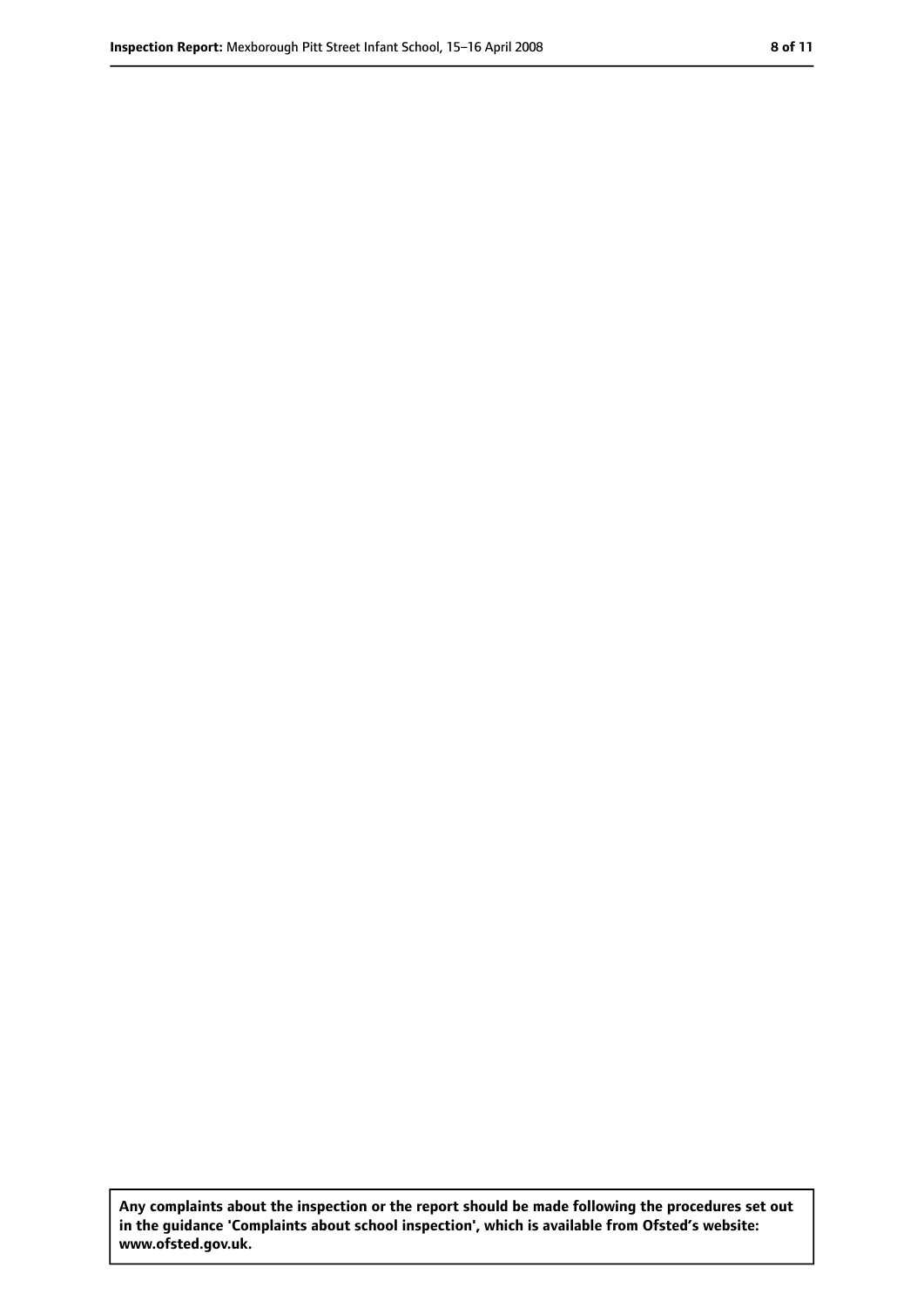**Any complaints about the inspection or the report should be made following the procedures set out in the guidance 'Complaints about school inspection', which is available from Ofsted's website: www.ofsted.gov.uk.**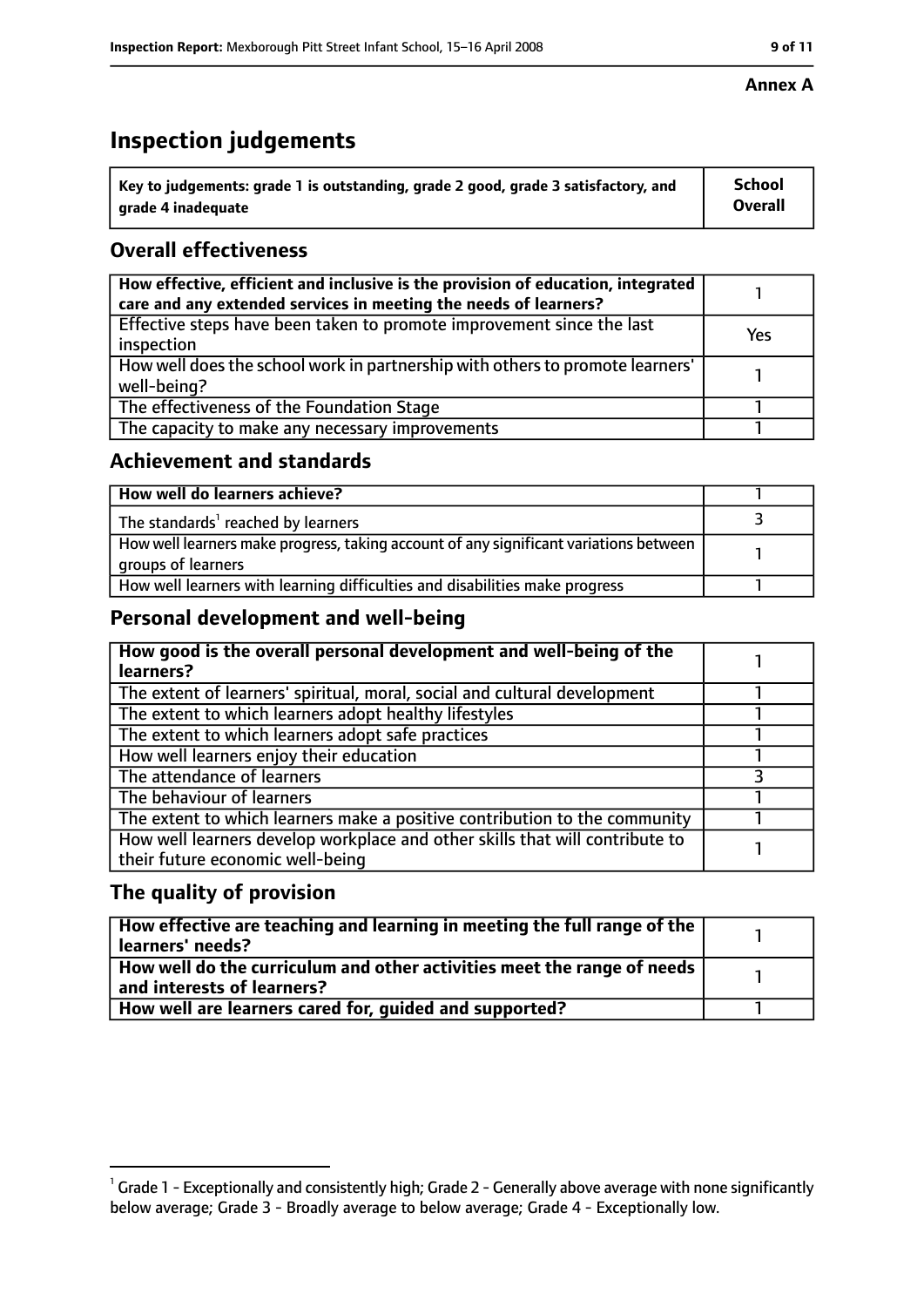**Annex A**

# Inspection judgements

| Key to judgements: grade 1 is outstanding, grade 2 good, grade 3 satisfactory, and grade 4 inadequate | School Overall |
|---|---|

## Overall effectiveness

| | |
|---|---|
| How effective, efficient and inclusive is the provision of education, integrated care and any extended services in meeting the needs of learners? | 1 |
| Effective steps have been taken to promote improvement since the last inspection | Yes |
| How well does the school work in partnership with others to promote learners' well-being? | 1 |
| The effectiveness of the Foundation Stage | 1 |
| The capacity to make any necessary improvements | 1 |

## Achievement and standards

| | |
|---|---|
| How well do learners achieve? | 1 |
| The standards[1] reached by learners | 3 |
| How well learners make progress, taking account of any significant variations between groups of learners | 1 |
| How well learners with learning difficulties and disabilities make progress | 1 |

## Personal development and well-being

| | |
|---|---|
| How good is the overall personal development and well-being of the learners? | 1 |
| The extent of learners' spiritual, moral, social and cultural development | 1 |
| The extent to which learners adopt healthy lifestyles | 1 |
| The extent to which learners adopt safe practices | 1 |
| How well learners enjoy their education | 1 |
| The attendance of learners | 3 |
| The behaviour of learners | 1 |
| The extent to which learners make a positive contribution to the community | 1 |
| How well learners develop workplace and other skills that will contribute to their future economic well-being | 1 |

## The quality of provision

| | |
|---|---|
| How effective are teaching and learning in meeting the full range of the learners' needs? | 1 |
| How well do the curriculum and other activities meet the range of needs and interests of learners? | 1 |
| How well are learners cared for, guided and supported? | 1 |

[1] Grade 1 - Exceptionally and consistently high; Grade 2 - Generally above average with none significantly below average; Grade 3 - Broadly average to below average; Grade 4 - Exceptionally low.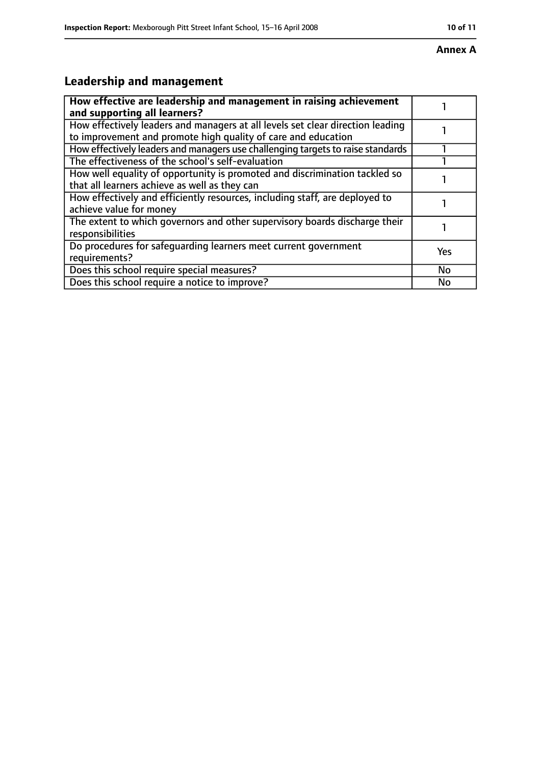**Annex A**

## Leadership and management

| **How effective are leadership and management in raising achievement and supporting all learners?** | 1 |
| --- | --- |
| How effectively leaders and managers at all levels set clear direction leading to improvement and promote high quality of care and education | 1 |
| How effectively leaders and managers use challenging targets to raise standards | 1 |
| The effectiveness of the school's self-evaluation | 1 |
| How well equality of opportunity is promoted and discrimination tackled so that all learners achieve as well as they can | 1 |
| How effectively and efficiently resources, including staff, are deployed to achieve value for money | 1 |
| The extent to which governors and other supervisory boards discharge their responsibilities | 1 |
| Do procedures for safeguarding learners meet current government requirements? | Yes |
| Does this school require special measures? | No |
| Does this school require a notice to improve? | No |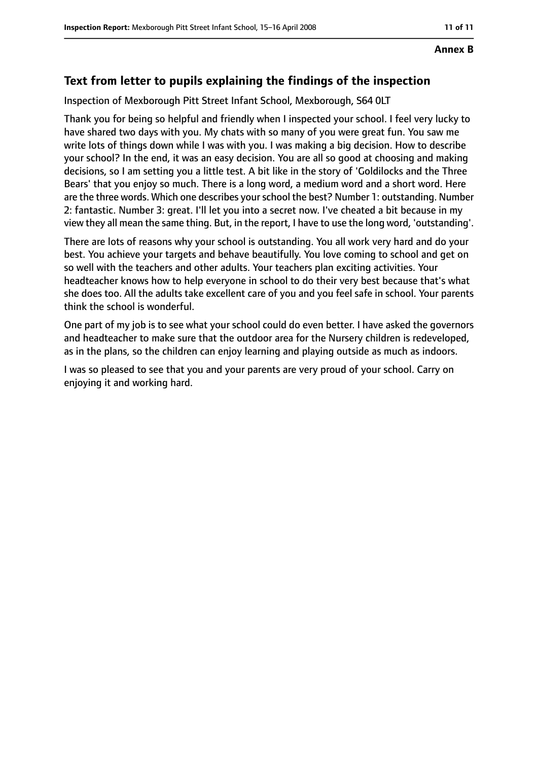**Annex B**

## Text from letter to pupils explaining the findings of the inspection

Inspection of Mexborough Pitt Street Infant School, Mexborough, S64 0LT

Thank you for being so helpful and friendly when I inspected your school. I feel very lucky to have shared two days with you. My chats with so many of you were great fun. You saw me write lots of things down while I was with you. I was making a big decision. How to describe your school? In the end, it was an easy decision. You are all so good at choosing and making decisions, so I am setting you a little test. A bit like in the story of 'Goldilocks and the Three Bears' that you enjoy so much. There is a long word, a medium word and a short word. Here are the three words. Which one describes your school the best? Number 1: outstanding. Number 2: fantastic. Number 3: great. I'll let you into a secret now. I've cheated a bit because in my view they all mean the same thing. But, in the report, I have to use the long word, 'outstanding'.

There are lots of reasons why your school is outstanding. You all work very hard and do your best. You achieve your targets and behave beautifully. You love coming to school and get on so well with the teachers and other adults. Your teachers plan exciting activities. Your headteacher knows how to help everyone in school to do their very best because that's what she does too. All the adults take excellent care of you and you feel safe in school. Your parents think the school is wonderful.

One part of my job is to see what your school could do even better. I have asked the governors and headteacher to make sure that the outdoor area for the Nursery children is redeveloped, as in the plans, so the children can enjoy learning and playing outside as much as indoors.

I was so pleased to see that you and your parents are very proud of your school. Carry on enjoying it and working hard.